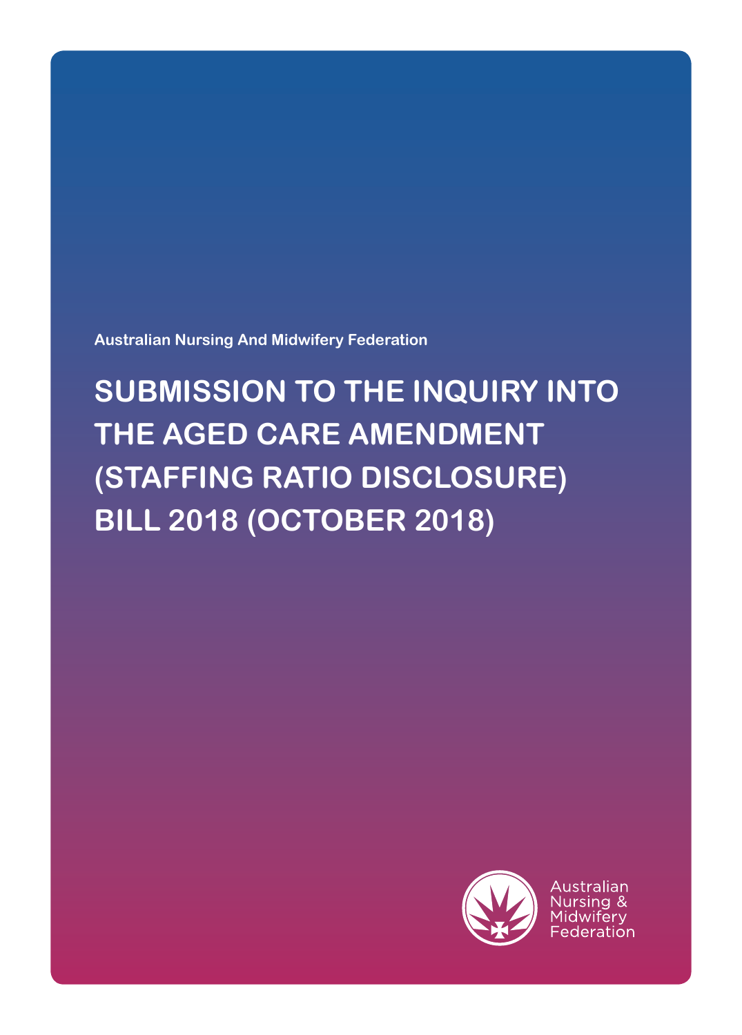Australian Nursing And Midwifery Federation

# SUBMISSION TO THE INQUIRY INTO THE AGED CARE AMENDMENT (STAFFING RATIO DISCLOSURE) BILL 2018 (OCTOBER 2018)

Australian Nursing & Midwifery Federation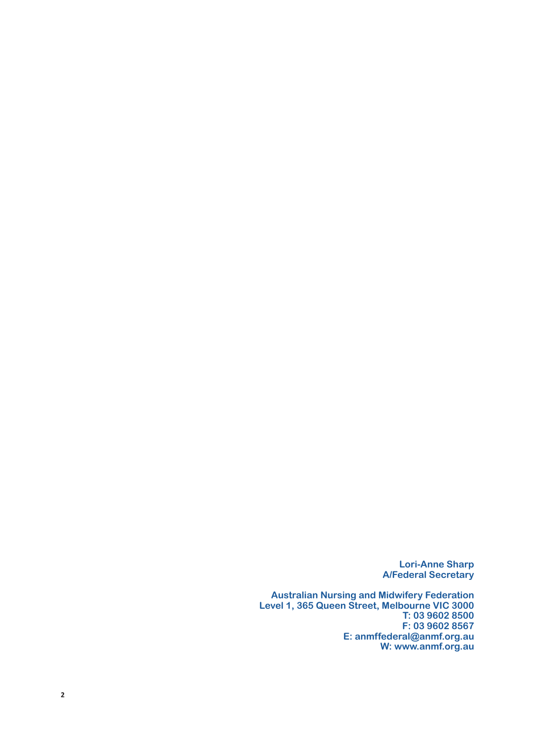**Lori-Anne Sharp**
**A/Federal Secretary**

**Australian Nursing and Midwifery Federation**
**Level 1, 365 Queen Street, Melbourne VIC 3000**
**T: 03 9602 8500**
**F: 03 9602 8567**
**E: anmffederal@anmf.org.au**
**W: www.anmf.org.au**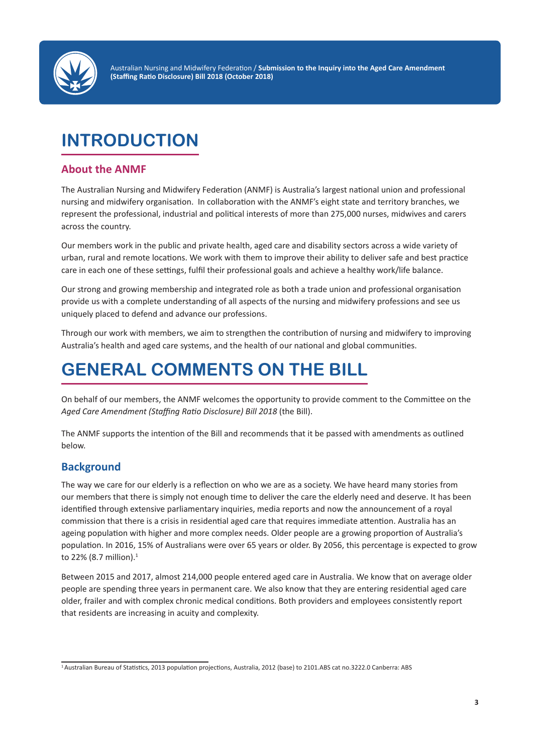# INTRODUCTION

## About the ANMF

The Australian Nursing and Midwifery Federation (ANMF) is Australia's largest national union and professional nursing and midwifery organisation. In collaboration with the ANMF's eight state and territory branches, we represent the professional, industrial and political interests of more than 275,000 nurses, midwives and carers across the country.

Our members work in the public and private health, aged care and disability sectors across a wide variety of urban, rural and remote locations. We work with them to improve their ability to deliver safe and best practice care in each one of these settings, fulfil their professional goals and achieve a healthy work/life balance.

Our strong and growing membership and integrated role as both a trade union and professional organisation provide us with a complete understanding of all aspects of the nursing and midwifery professions and see us uniquely placed to defend and advance our professions.

Through our work with members, we aim to strengthen the contribution of nursing and midwifery to improving Australia's health and aged care systems, and the health of our national and global communities.

# GENERAL COMMENTS ON THE BILL

On behalf of our members, the ANMF welcomes the opportunity to provide comment to the Committee on the *Aged Care Amendment (Staffing Ratio Disclosure) Bill 2018* (the Bill).

The ANMF supports the intention of the Bill and recommends that it be passed with amendments as outlined below.

## Background

The way we care for our elderly is a reflection on who we are as a society. We have heard many stories from our members that there is simply not enough time to deliver the care the elderly need and deserve. It has been identified through extensive parliamentary inquiries, media reports and now the announcement of a royal commission that there is a crisis in residential aged care that requires immediate attention. Australia has an ageing population with higher and more complex needs. Older people are a growing proportion of Australia's population. In 2016, 15% of Australians were over 65 years or older. By 2056, this percentage is expected to grow to 22% (8.7 million).[1]

Between 2015 and 2017, almost 214,000 people entered aged care in Australia. We know that on average older people are spending three years in permanent care. We also know that they are entering residential aged care older, frailer and with complex chronic medical conditions. Both providers and employees consistently report that residents are increasing in acuity and complexity.

[1] Australian Bureau of Statistics, 2013 population projections, Australia, 2012 (base) to 2101.ABS cat no.3222.0 Canberra: ABS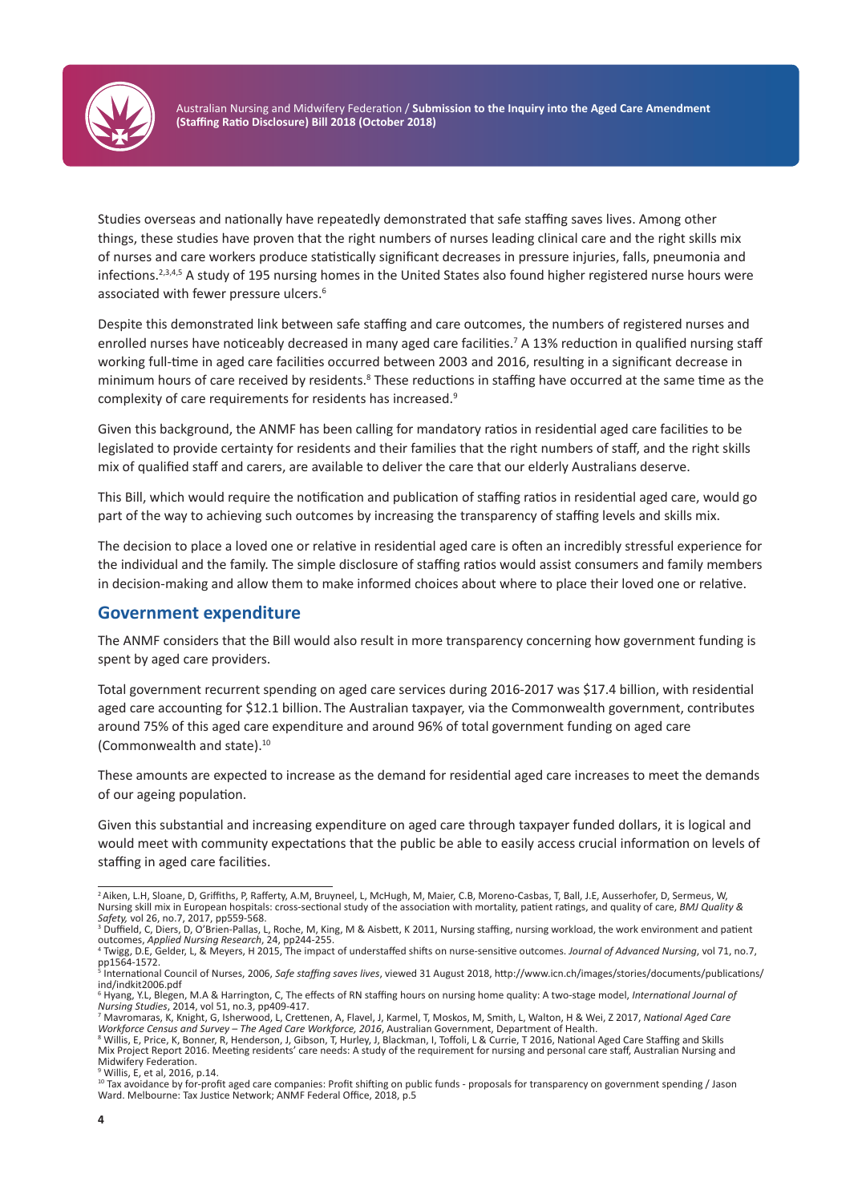Studies overseas and nationally have repeatedly demonstrated that safe staffing saves lives. Among other things, these studies have proven that the right numbers of nurses leading clinical care and the right skills mix of nurses and care workers produce statistically significant decreases in pressure injuries, falls, pneumonia and infections.[2,3,4,5] A study of 195 nursing homes in the United States also found higher registered nurse hours were associated with fewer pressure ulcers.[6]

Despite this demonstrated link between safe staffing and care outcomes, the numbers of registered nurses and enrolled nurses have noticeably decreased in many aged care facilities.[7] A 13% reduction in qualified nursing staff working full-time in aged care facilities occurred between 2003 and 2016, resulting in a significant decrease in minimum hours of care received by residents.[8] These reductions in staffing have occurred at the same time as the complexity of care requirements for residents has increased.[9]

Given this background, the ANMF has been calling for mandatory ratios in residential aged care facilities to be legislated to provide certainty for residents and their families that the right numbers of staff, and the right skills mix of qualified staff and carers, are available to deliver the care that our elderly Australians deserve.

This Bill, which would require the notification and publication of staffing ratios in residential aged care, would go part of the way to achieving such outcomes by increasing the transparency of staffing levels and skills mix.

The decision to place a loved one or relative in residential aged care is often an incredibly stressful experience for the individual and the family. The simple disclosure of staffing ratios would assist consumers and family members in decision-making and allow them to make informed choices about where to place their loved one or relative.

## Government expenditure

The ANMF considers that the Bill would also result in more transparency concerning how government funding is spent by aged care providers.

Total government recurrent spending on aged care services during 2016-2017 was $17.4 billion, with residential aged care accounting for $12.1 billion. The Australian taxpayer, via the Commonwealth government, contributes around 75% of this aged care expenditure and around 96% of total government funding on aged care (Commonwealth and state).[10]

These amounts are expected to increase as the demand for residential aged care increases to meet the demands of our ageing population.

Given this substantial and increasing expenditure on aged care through taxpayer funded dollars, it is logical and would meet with community expectations that the public be able to easily access crucial information on levels of staffing in aged care facilities.

---

[2] Aiken, L.H, Sloane, D, Griffiths, P, Rafferty, A.M, Bruyneel, L, McHugh, M, Maier, C.B, Moreno-Casbas, T, Ball, J.E, Ausserhofer, D, Sermeus, W, Nursing skill mix in European hospitals: cross-sectional study of the association with mortality, patient ratings, and quality of care, *BMJ Quality & Safety*, vol 26, no.7, 2017, pp559-568.

[3] Duffield, C, Diers, D, O'Brien-Pallas, L, Roche, M, King, M & Aisbett, K 2011, Nursing staffing, nursing workload, the work environment and patient outcomes, *Applied Nursing Research*, 24, pp244-255.

[4] Twigg, D.E, Gelder, L, & Meyers, H 2015, The impact of understaffed shifts on nurse-sensitive outcomes. *Journal of Advanced Nursing*, vol 71, no.7, pp1564-1572.

[5] International Council of Nurses, 2006, *Safe staffing saves lives*, viewed 31 August 2018, http://www.icn.ch/images/stories/documents/publications/ind/indkit2006.pdf

[6] Hyang, Y.L, Blegen, M.A & Harrington, C, The effects of RN staffing hours on nursing home quality: A two-stage model, *International Journal of Nursing Studies*, 2014, vol 51, no.3, pp409-417.

[7] Mavromaras, K, Knight, G, Isherwood, L, Crettenen, A, Flavel, J, Karmel, T, Moskos, M, Smith, L, Walton, H & Wei, Z 2017, *National Aged Care Workforce Census and Survey – The Aged Care Workforce, 2016*, Australian Government, Department of Health.

[8] Willis, E, Price, K, Bonner, R, Henderson, J, Gibson, T, Hurley, J, Blackman, I, Toffoli, L & Currie, T 2016, National Aged Care Staffing and Skills Mix Project Report 2016. Meeting residents' care needs: A study of the requirement for nursing and personal care staff, Australian Nursing and Midwifery Federation.

[9] Willis, E, et al, 2016, p.14.

[10] Tax avoidance by for-profit aged care companies: Profit shifting on public funds - proposals for transparency on government spending / Jason Ward. Melbourne: Tax Justice Network; ANMF Federal Office, 2018, p.5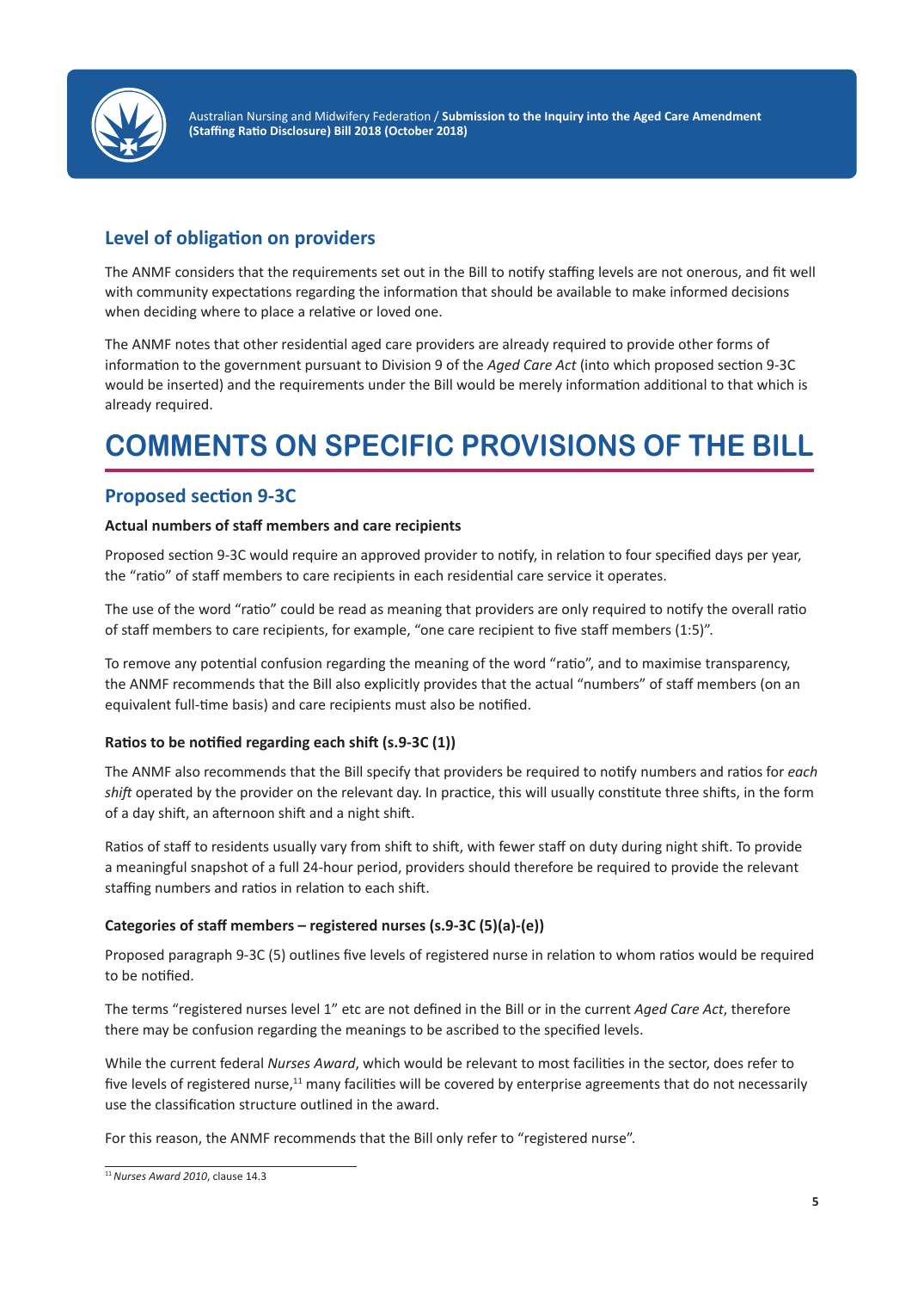## Level of obligation on providers

The ANMF considers that the requirements set out in the Bill to notify staffing levels are not onerous, and fit well with community expectations regarding the information that should be available to make informed decisions when deciding where to place a relative or loved one.

The ANMF notes that other residential aged care providers are already required to provide other forms of information to the government pursuant to Division 9 of the *Aged Care Act* (into which proposed section 9-3C would be inserted) and the requirements under the Bill would be merely information additional to that which is already required.

# COMMENTS ON SPECIFIC PROVISIONS OF THE BILL

## Proposed section 9-3C

**Actual numbers of staff members and care recipients**

Proposed section 9-3C would require an approved provider to notify, in relation to four specified days per year, the "ratio" of staff members to care recipients in each residential care service it operates.

The use of the word "ratio" could be read as meaning that providers are only required to notify the overall ratio of staff members to care recipients, for example, "one care recipient to five staff members (1:5)".

To remove any potential confusion regarding the meaning of the word "ratio", and to maximise transparency, the ANMF recommends that the Bill also explicitly provides that the actual "numbers" of staff members (on an equivalent full-time basis) and care recipients must also be notified.

**Ratios to be notified regarding each shift (s.9-3C (1))**

The ANMF also recommends that the Bill specify that providers be required to notify numbers and ratios for *each shift* operated by the provider on the relevant day. In practice, this will usually constitute three shifts, in the form of a day shift, an afternoon shift and a night shift.

Ratios of staff to residents usually vary from shift to shift, with fewer staff on duty during night shift. To provide a meaningful snapshot of a full 24-hour period, providers should therefore be required to provide the relevant staffing numbers and ratios in relation to each shift.

**Categories of staff members – registered nurses (s.9-3C (5)(a)-(e))**

Proposed paragraph 9-3C (5) outlines five levels of registered nurse in relation to whom ratios would be required to be notified.

The terms "registered nurses level 1" etc are not defined in the Bill or in the current *Aged Care Act*, therefore there may be confusion regarding the meanings to be ascribed to the specified levels.

While the current federal *Nurses Award*, which would be relevant to most facilities in the sector, does refer to five levels of registered nurse,[11] many facilities will be covered by enterprise agreements that do not necessarily use the classification structure outlined in the award.

For this reason, the ANMF recommends that the Bill only refer to "registered nurse".

[11] *Nurses Award 2010*, clause 14.3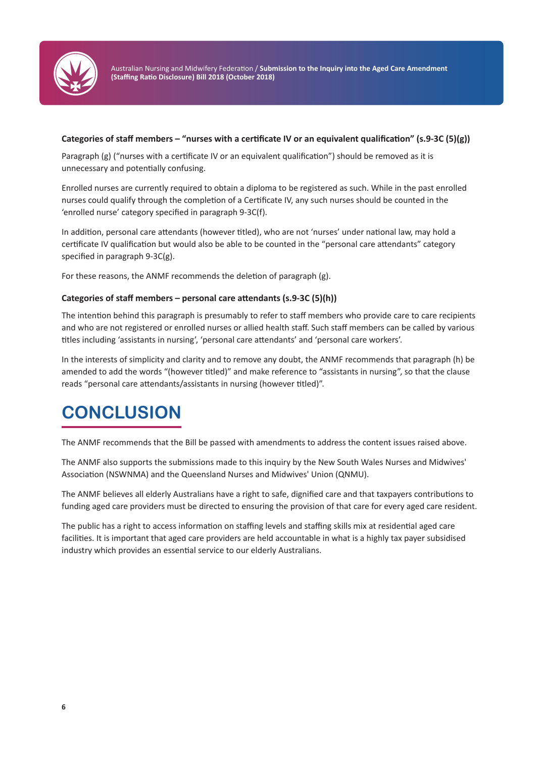### Categories of staff members – "nurses with a certificate IV or an equivalent qualification" (s.9-3C (5)(g))

Paragraph (g) ("nurses with a certificate IV or an equivalent qualification") should be removed as it is unnecessary and potentially confusing.

Enrolled nurses are currently required to obtain a diploma to be registered as such. While in the past enrolled nurses could qualify through the completion of a Certificate IV, any such nurses should be counted in the 'enrolled nurse' category specified in paragraph 9-3C(f).

In addition, personal care attendants (however titled), who are not 'nurses' under national law, may hold a certificate IV qualification but would also be able to be counted in the "personal care attendants" category specified in paragraph 9-3C(g).

For these reasons, the ANMF recommends the deletion of paragraph (g).

### Categories of staff members – personal care attendants (s.9-3C (5)(h))

The intention behind this paragraph is presumably to refer to staff members who provide care to care recipients and who are not registered or enrolled nurses or allied health staff. Such staff members can be called by various titles including 'assistants in nursing', 'personal care attendants' and 'personal care workers'.

In the interests of simplicity and clarity and to remove any doubt, the ANMF recommends that paragraph (h) be amended to add the words "(however titled)" and make reference to "assistants in nursing", so that the clause reads "personal care attendants/assistants in nursing (however titled)".

## CONCLUSION

The ANMF recommends that the Bill be passed with amendments to address the content issues raised above.

The ANMF also supports the submissions made to this inquiry by the New South Wales Nurses and Midwives' Association (NSWNMA) and the Queensland Nurses and Midwives' Union (QNMU).

The ANMF believes all elderly Australians have a right to safe, dignified care and that taxpayers contributions to funding aged care providers must be directed to ensuring the provision of that care for every aged care resident.

The public has a right to access information on staffing levels and staffing skills mix at residential aged care facilities. It is important that aged care providers are held accountable in what is a highly tax payer subsidised industry which provides an essential service to our elderly Australians.